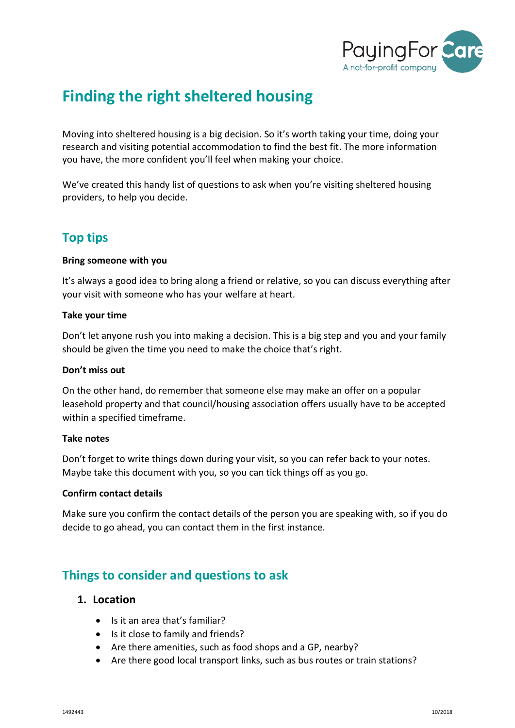# Finding the right sheltered housing

Moving into sheltered housing is a big decision. So it's worth taking your time, doing your research and visiting potential accommodation to find the best fit. The more information you have, the more confident you'll feel when making your choice.

We've created this handy list of questions to ask when you're visiting sheltered housing providers, to help you decide.

## Top tips

**Bring someone with you**

It's always a good idea to bring along a friend or relative, so you can discuss everything after your visit with someone who has your welfare at heart.

**Take your time**

Don't let anyone rush you into making a decision. This is a big step and you and your family should be given the time you need to make the choice that's right.

**Don't miss out**

On the other hand, do remember that someone else may make an offer on a popular leasehold property and that council/housing association offers usually have to be accepted within a specified timeframe.

**Take notes**

Don't forget to write things down during your visit, so you can refer back to your notes. Maybe take this document with you, so you can tick things off as you go.

**Confirm contact details**

Make sure you confirm the contact details of the person you are speaking with, so if you do decide to go ahead, you can contact them in the first instance.

## Things to consider and questions to ask

### 1. Location

- Is it an area that's familiar?
- Is it close to family and friends?
- Are there amenities, such as food shops and a GP, nearby?
- Are there good local transport links, such as bus routes or train stations?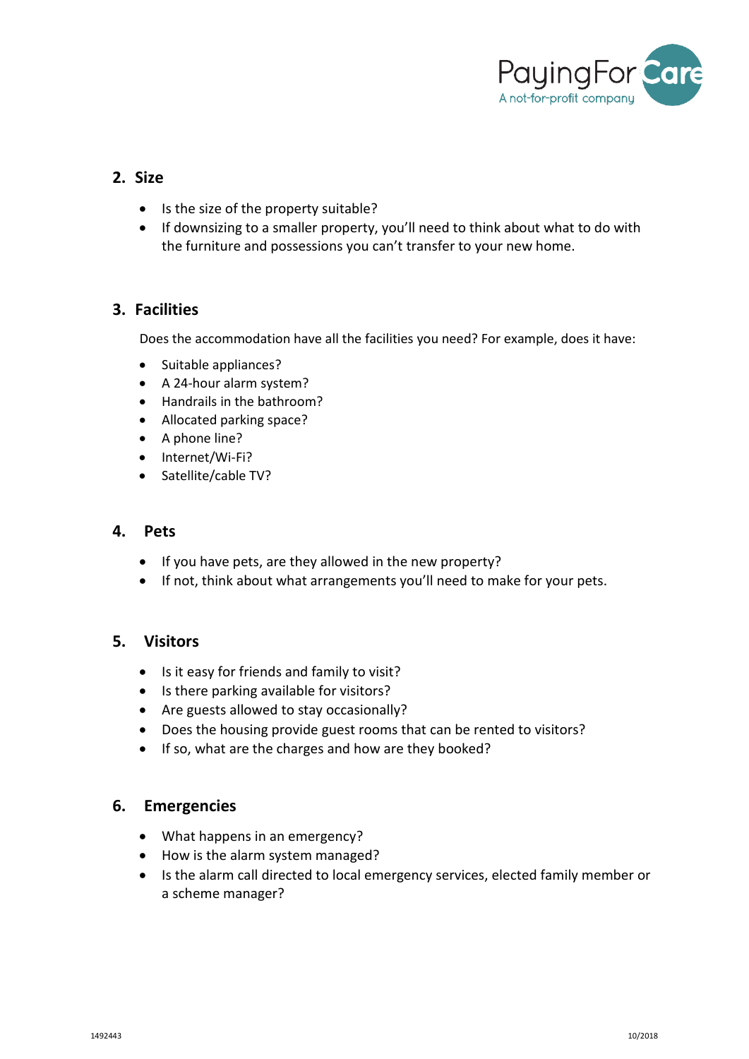## 2. Size

- Is the size of the property suitable?
- If downsizing to a smaller property, you'll need to think about what to do with the furniture and possessions you can't transfer to your new home.

## 3. Facilities

Does the accommodation have all the facilities you need? For example, does it have:

- Suitable appliances?
- A 24-hour alarm system?
- Handrails in the bathroom?
- Allocated parking space?
- A phone line?
- Internet/Wi-Fi?
- Satellite/cable TV?

## 4. Pets

- If you have pets, are they allowed in the new property?
- If not, think about what arrangements you'll need to make for your pets.

## 5. Visitors

- Is it easy for friends and family to visit?
- Is there parking available for visitors?
- Are guests allowed to stay occasionally?
- Does the housing provide guest rooms that can be rented to visitors?
- If so, what are the charges and how are they booked?

## 6. Emergencies

- What happens in an emergency?
- How is the alarm system managed?
- Is the alarm call directed to local emergency services, elected family member or a scheme manager?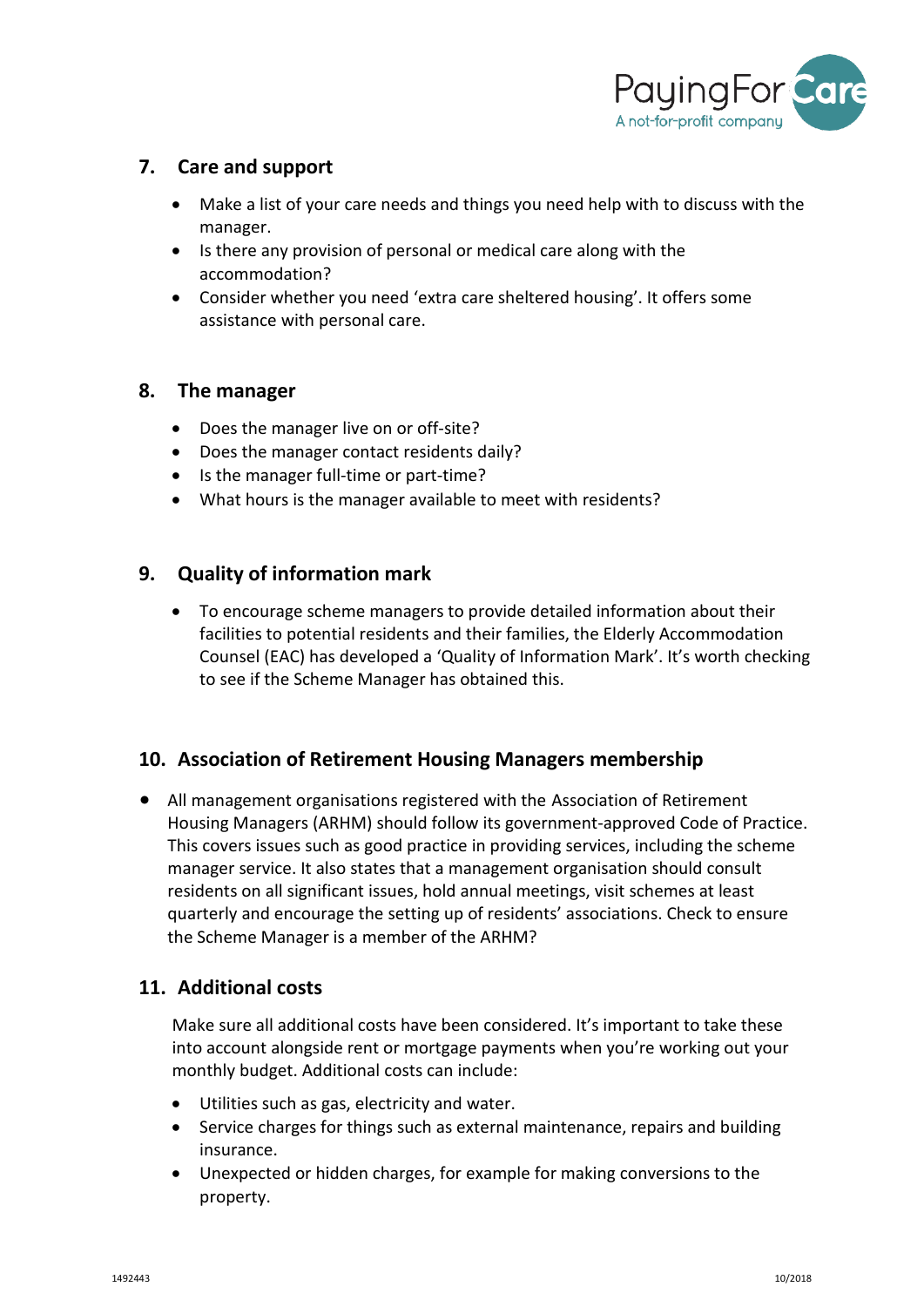## 7. Care and support

- Make a list of your care needs and things you need help with to discuss with the manager.
- Is there any provision of personal or medical care along with the accommodation?
- Consider whether you need 'extra care sheltered housing'. It offers some assistance with personal care.

## 8. The manager

- Does the manager live on or off-site?
- Does the manager contact residents daily?
- Is the manager full-time or part-time?
- What hours is the manager available to meet with residents?

## 9. Quality of information mark

- To encourage scheme managers to provide detailed information about their facilities to potential residents and their families, the Elderly Accommodation Counsel (EAC) has developed a 'Quality of Information Mark'. It's worth checking to see if the Scheme Manager has obtained this.

## 10. Association of Retirement Housing Managers membership

- All management organisations registered with the Association of Retirement Housing Managers (ARHM) should follow its government-approved Code of Practice. This covers issues such as good practice in providing services, including the scheme manager service. It also states that a management organisation should consult residents on all significant issues, hold annual meetings, visit schemes at least quarterly and encourage the setting up of residents' associations. Check to ensure the Scheme Manager is a member of the ARHM?

## 11. Additional costs

Make sure all additional costs have been considered. It's important to take these into account alongside rent or mortgage payments when you're working out your monthly budget. Additional costs can include:

- Utilities such as gas, electricity and water.
- Service charges for things such as external maintenance, repairs and building insurance.
- Unexpected or hidden charges, for example for making conversions to the property.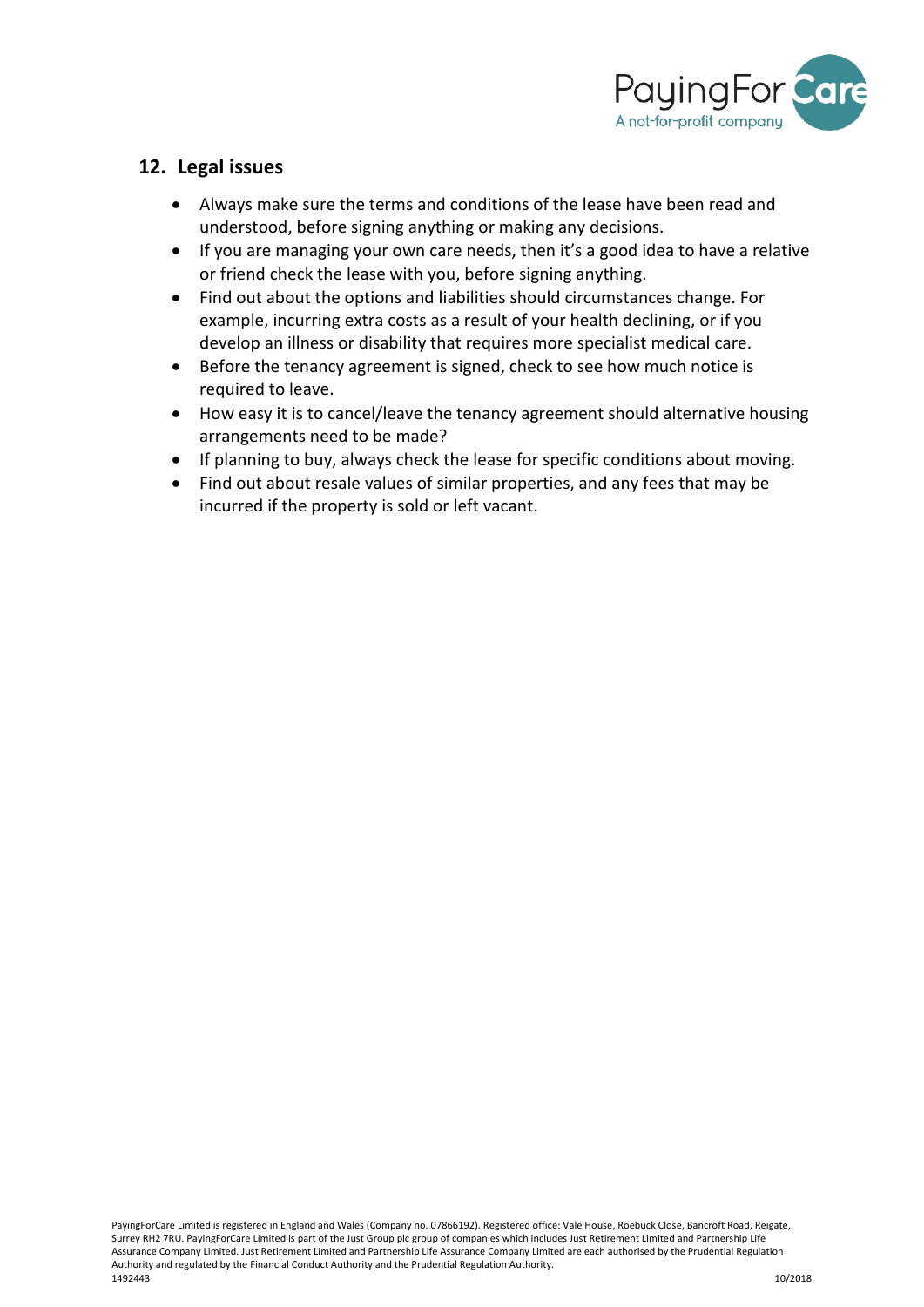## 12. Legal issues

- Always make sure the terms and conditions of the lease have been read and understood, before signing anything or making any decisions.
- If you are managing your own care needs, then it's a good idea to have a relative or friend check the lease with you, before signing anything.
- Find out about the options and liabilities should circumstances change. For example, incurring extra costs as a result of your health declining, or if you develop an illness or disability that requires more specialist medical care.
- Before the tenancy agreement is signed, check to see how much notice is required to leave.
- How easy it is to cancel/leave the tenancy agreement should alternative housing arrangements need to be made?
- If planning to buy, always check the lease for specific conditions about moving.
- Find out about resale values of similar properties, and any fees that may be incurred if the property is sold or left vacant.